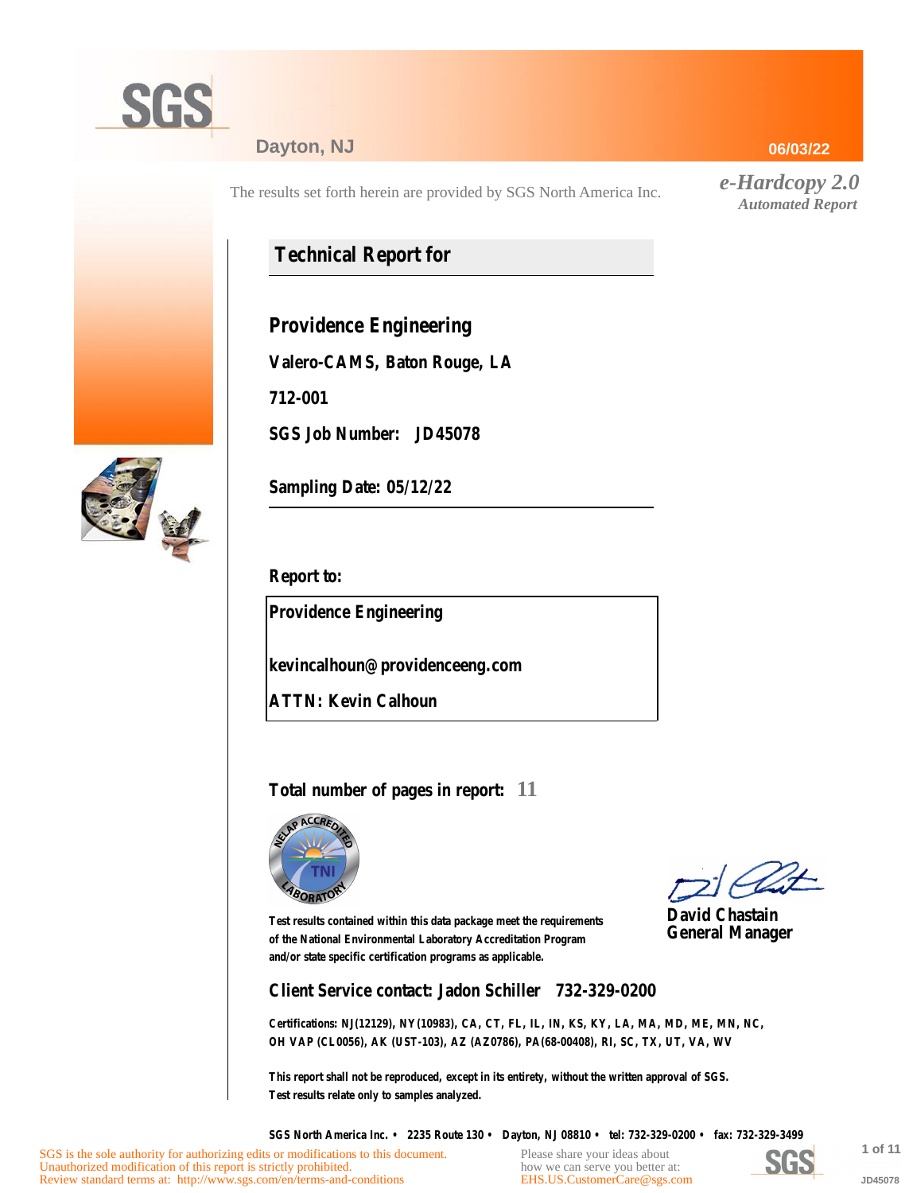SGS

Dayton, NJ

06/03/22

The results set forth herein are provided by SGS North America Inc.

*e-Hardcopy 2.0*
*Automated Report*

## Technical Report for

**Providence Engineering**

**Valero-CAMS, Baton Rouge, LA**

**712-001**

**SGS Job Number: JD45078**

**Sampling Date: 05/12/22**

**Report to:**

**Providence Engineering**

**kevincalhoun@providenceeng.com**

**ATTN: Kevin Calhoun**

**Total number of pages in report: 11**

Test results contained within this data package meet the requirements of the National Environmental Laboratory Accreditation Program and/or state specific certification programs as applicable.

**David Chastain**
**General Manager**

**Client Service contact: Jadon Schiller 732-329-0200**

Certifications: NJ(12129), NY(10983), CA, CT, FL, IL, IN, KS, KY, LA, MA, MD, ME, MN, NC, OH VAP (CL0056), AK (UST-103), AZ (AZ0786), PA(68-00408), RI, SC, TX, UT, VA, WV

This report shall not be reproduced, except in its entirety, without the written approval of SGS.
Test results relate only to samples analyzed.

SGS North America Inc. • 2235 Route 130 • Dayton, NJ 08810 • tel: 732-329-0200 • fax: 732-329-3499

SGS is the sole authority for authorizing edits or modifications to this document.
Unauthorized modification of this report is strictly prohibited.
Review standard terms at: http://www.sgs.com/en/terms-and-conditions

Please share your ideas about how we can serve you better at: EHS.US.CustomerCare@sgs.com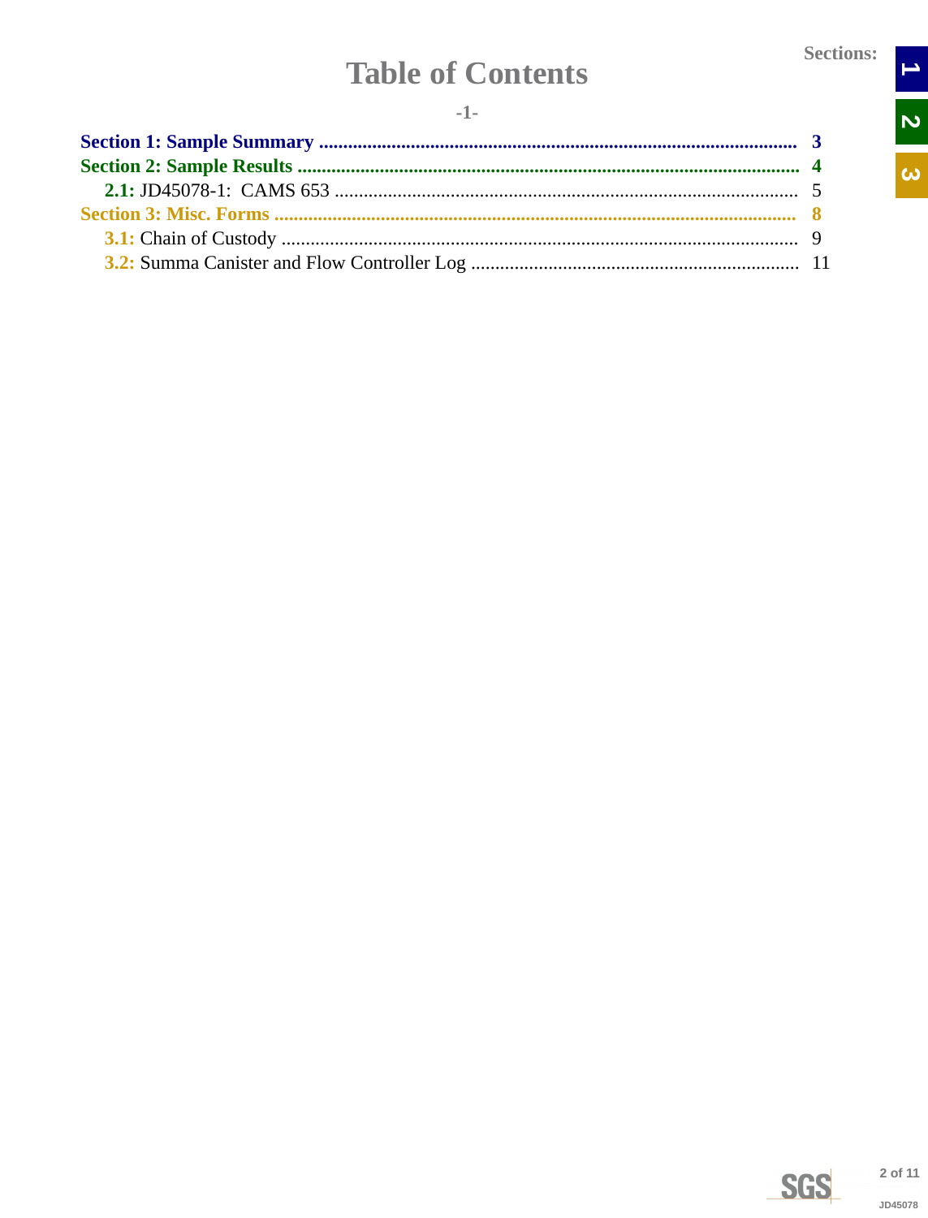# Table of Contents

-1-

| | |
|---|---|
| **Section 1: Sample Summary** | **3** |
| **Section 2: Sample Results** | **4** |
| **2.1:** JD45078-1: CAMS 653 | 5 |
| **Section 3: Misc. Forms** | **8** |
| **3.1:** Chain of Custody | 9 |
| **3.2:** Summa Canister and Flow Controller Log | 11 |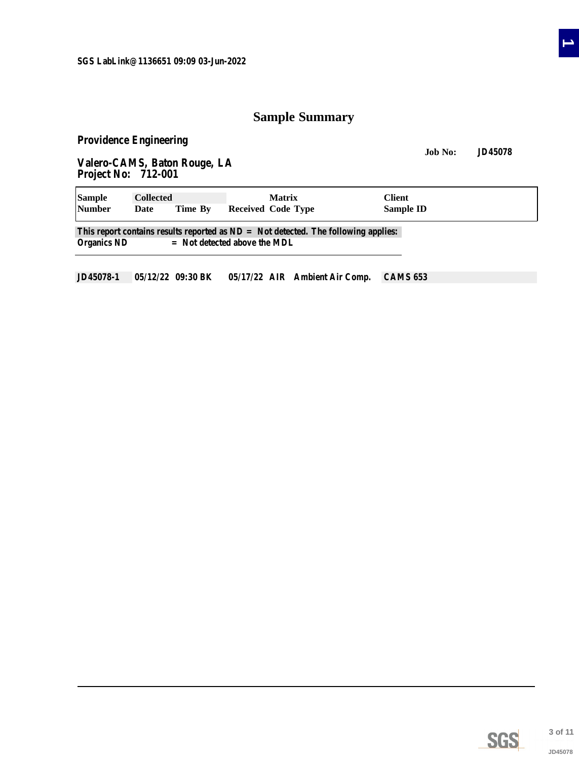SGS LabLink@1136651 09:09 03-Jun-2022

# Sample Summary

**Providence Engineering**

**Job No: JD45078**

**Valero-CAMS, Baton Rouge, LA**
**Project No: 712-001**

| Sample Number | Collected Date | Time | By | Received | Matrix Code | Type | Client Sample ID |
|---|---|---|---|---|---|---|---|
| JD45078-1 | 05/12/22 | 09:30 | BK | 05/17/22 | AIR | Ambient Air Comp. | CAMS 653 |

**This report contains results reported as ND = Not detected. The following applies:**
**Organics ND = Not detected above the MDL**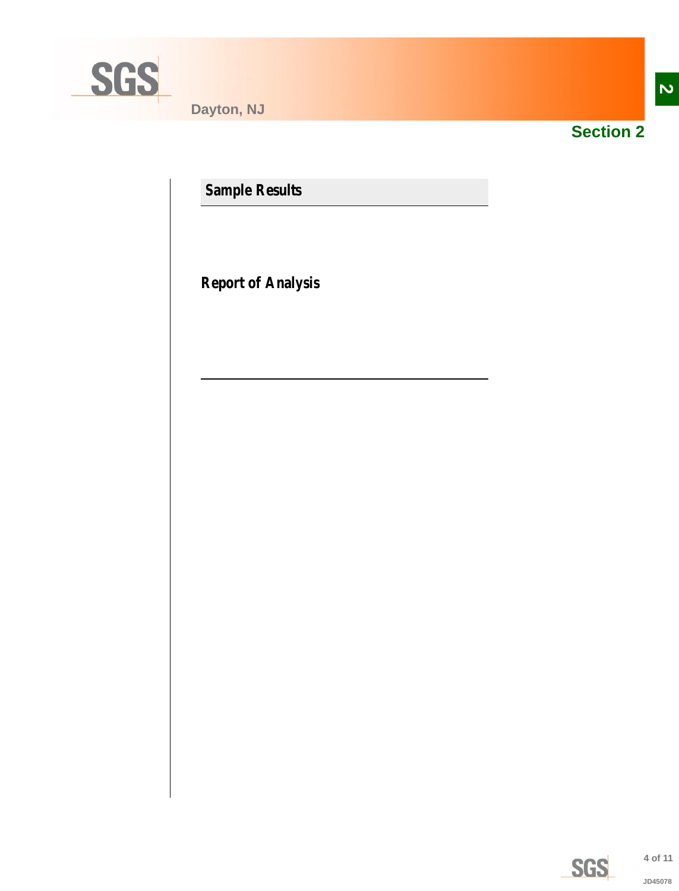# Section 2

## Sample Results

### Report of Analysis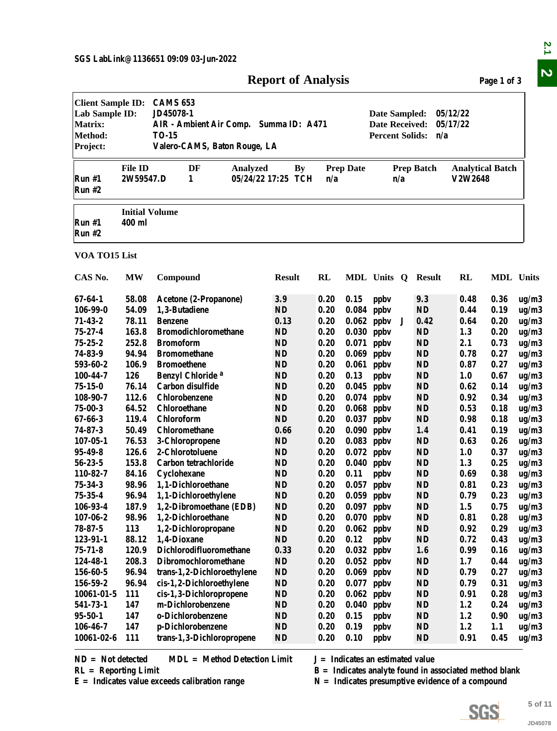SGS LabLink@1136651 09:09 03-Jun-2022

# Report of Analysis

Page 1 of 3

| | | | |
|---|---|---|---|
| **Client Sample ID:** | CAMS 653 | | |
| **Lab Sample ID:** | JD45078-1 | **Date Sampled:** | 05/12/22 |
| **Matrix:** | AIR - Ambient Air Comp. Summa ID: A471 | **Date Received:** | 05/17/22 |
| **Method:** | TO-15 | **Percent Solids:** | n/a |
| **Project:** | Valero-CAMS, Baton Rouge, LA | | |

| | File ID | DF | Analyzed | By | Prep Date | Prep Batch | Analytical Batch |
|---|---|---|---|---|---|---|---|
| Run #1 | 2W59547.D | 1 | 05/24/22 17:25 | TCH | n/a | n/a | V2W2648 |
| Run #2 | | | | | | | |

| | Initial Volume |
|---|---|
| Run #1 | 400 ml |
| Run #2 | |

**VOA TO15 List**

| CAS No. | MW | Compound | Result | RL | MDL | Units | Q | Result | RL | MDL | Units |
|---|---|---|---|---|---|---|---|---|---|---|---|
| 67-64-1 | 58.08 | Acetone (2-Propanone) | 3.9 | 0.20 | 0.15 | ppbv | | 9.3 | 0.48 | 0.36 | ug/m3 |
| 106-99-0 | 54.09 | 1,3-Butadiene | ND | 0.20 | 0.084 | ppbv | | ND | 0.44 | 0.19 | ug/m3 |
| 71-43-2 | 78.11 | Benzene | 0.13 | 0.20 | 0.062 | ppbv | J | 0.42 | 0.64 | 0.20 | ug/m3 |
| 75-27-4 | 163.8 | Bromodichloromethane | ND | 0.20 | 0.030 | ppbv | | ND | 1.3 | 0.20 | ug/m3 |
| 75-25-2 | 252.8 | Bromoform | ND | 0.20 | 0.071 | ppbv | | ND | 2.1 | 0.73 | ug/m3 |
| 74-83-9 | 94.94 | Bromomethane | ND | 0.20 | 0.069 | ppbv | | ND | 0.78 | 0.27 | ug/m3 |
| 593-60-2 | 106.9 | Bromoethene | ND | 0.20 | 0.061 | ppbv | | ND | 0.87 | 0.27 | ug/m3 |
| 100-44-7 | 126 | Benzyl Chloride [a] | ND | 0.20 | 0.13 | ppbv | | ND | 1.0 | 0.67 | ug/m3 |
| 75-15-0 | 76.14 | Carbon disulfide | ND | 0.20 | 0.045 | ppbv | | ND | 0.62 | 0.14 | ug/m3 |
| 108-90-7 | 112.6 | Chlorobenzene | ND | 0.20 | 0.074 | ppbv | | ND | 0.92 | 0.34 | ug/m3 |
| 75-00-3 | 64.52 | Chloroethane | ND | 0.20 | 0.068 | ppbv | | ND | 0.53 | 0.18 | ug/m3 |
| 67-66-3 | 119.4 | Chloroform | ND | 0.20 | 0.037 | ppbv | | ND | 0.98 | 0.18 | ug/m3 |
| 74-87-3 | 50.49 | Chloromethane | 0.66 | 0.20 | 0.090 | ppbv | | 1.4 | 0.41 | 0.19 | ug/m3 |
| 107-05-1 | 76.53 | 3-Chloropropene | ND | 0.20 | 0.083 | ppbv | | ND | 0.63 | 0.26 | ug/m3 |
| 95-49-8 | 126.6 | 2-Chlorotoluene | ND | 0.20 | 0.072 | ppbv | | ND | 1.0 | 0.37 | ug/m3 |
| 56-23-5 | 153.8 | Carbon tetrachloride | ND | 0.20 | 0.040 | ppbv | | ND | 1.3 | 0.25 | ug/m3 |
| 110-82-7 | 84.16 | Cyclohexane | ND | 0.20 | 0.11 | ppbv | | ND | 0.69 | 0.38 | ug/m3 |
| 75-34-3 | 98.96 | 1,1-Dichloroethane | ND | 0.20 | 0.057 | ppbv | | ND | 0.81 | 0.23 | ug/m3 |
| 75-35-4 | 96.94 | 1,1-Dichloroethylene | ND | 0.20 | 0.059 | ppbv | | ND | 0.79 | 0.23 | ug/m3 |
| 106-93-4 | 187.9 | 1,2-Dibromoethane (EDB) | ND | 0.20 | 0.097 | ppbv | | ND | 1.5 | 0.75 | ug/m3 |
| 107-06-2 | 98.96 | 1,2-Dichloroethane | ND | 0.20 | 0.070 | ppbv | | ND | 0.81 | 0.28 | ug/m3 |
| 78-87-5 | 113 | 1,2-Dichloropropane | ND | 0.20 | 0.062 | ppbv | | ND | 0.92 | 0.29 | ug/m3 |
| 123-91-1 | 88.12 | 1,4-Dioxane | ND | 0.20 | 0.12 | ppbv | | ND | 0.72 | 0.43 | ug/m3 |
| 75-71-8 | 120.9 | Dichlorodifluoromethane | 0.33 | 0.20 | 0.032 | ppbv | | 1.6 | 0.99 | 0.16 | ug/m3 |
| 124-48-1 | 208.3 | Dibromochloromethane | ND | 0.20 | 0.052 | ppbv | | ND | 1.7 | 0.44 | ug/m3 |
| 156-60-5 | 96.94 | trans-1,2-Dichloroethylene | ND | 0.20 | 0.069 | ppbv | | ND | 0.79 | 0.27 | ug/m3 |
| 156-59-2 | 96.94 | cis-1,2-Dichloroethylene | ND | 0.20 | 0.077 | ppbv | | ND | 0.79 | 0.31 | ug/m3 |
| 10061-01-5 | 111 | cis-1,3-Dichloropropene | ND | 0.20 | 0.062 | ppbv | | ND | 0.91 | 0.28 | ug/m3 |
| 541-73-1 | 147 | m-Dichlorobenzene | ND | 0.20 | 0.040 | ppbv | | ND | 1.2 | 0.24 | ug/m3 |
| 95-50-1 | 147 | o-Dichlorobenzene | ND | 0.20 | 0.15 | ppbv | | ND | 1.2 | 0.90 | ug/m3 |
| 106-46-7 | 147 | p-Dichlorobenzene | ND | 0.20 | 0.19 | ppbv | | ND | 1.2 | 1.1 | ug/m3 |
| 10061-02-6 | 111 | trans-1,3-Dichloropropene | ND | 0.20 | 0.10 | ppbv | | ND | 0.91 | 0.45 | ug/m3 |

ND = Not detected MDL = Method Detection Limit
RL = Reporting Limit
E = Indicates value exceeds calibration range

J = Indicates an estimated value
B = Indicates analyte found in associated method blank
N = Indicates presumptive evidence of a compound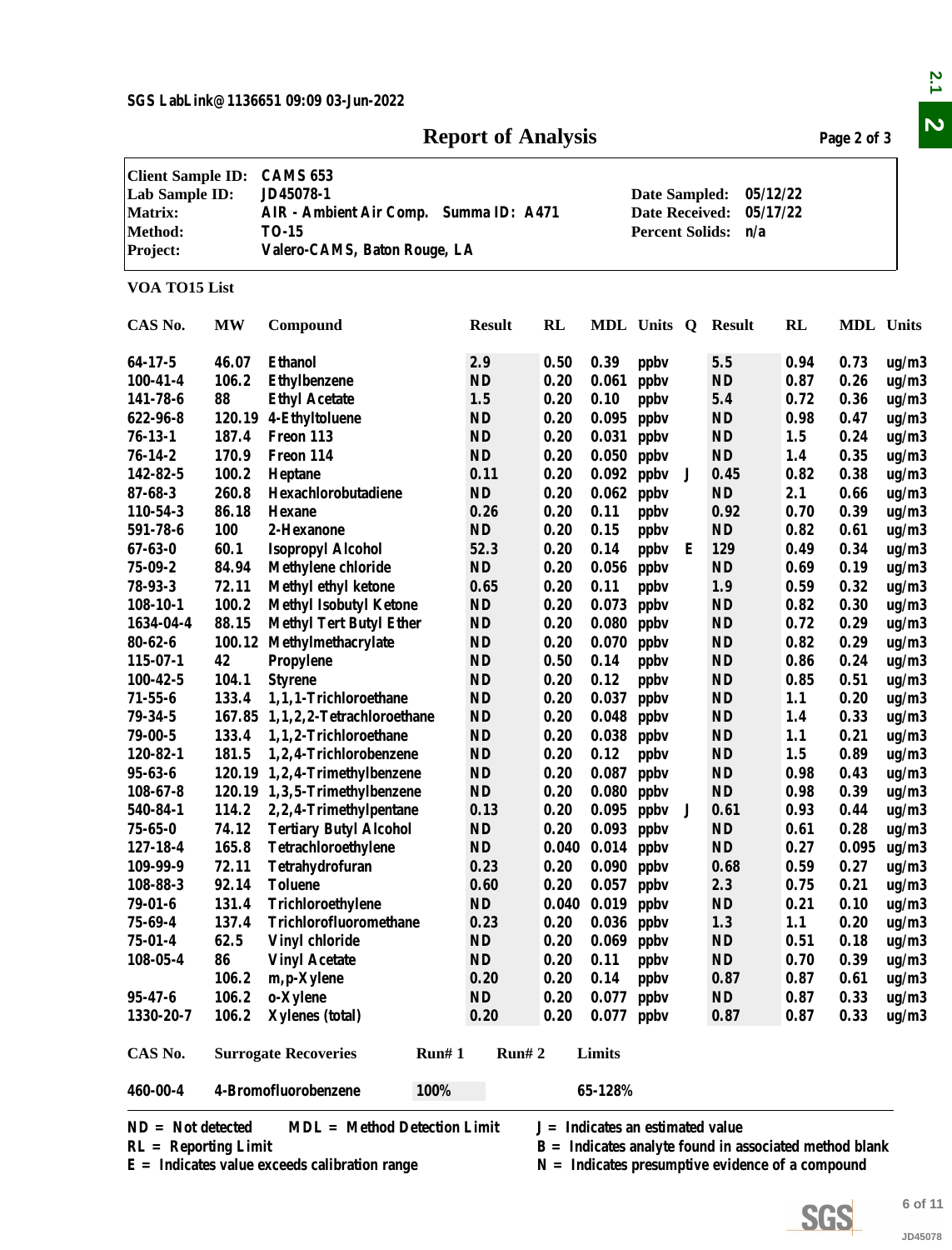SGS LabLink@1136651 09:09 03-Jun-2022

# Report of Analysis

| | | | |
|---|---|---|---|
| **Client Sample ID:** | CAMS 653 | | |
| **Lab Sample ID:** | JD45078-1 | **Date Sampled:** | 05/12/22 |
| **Matrix:** | AIR - Ambient Air Comp. Summa ID: A471 | **Date Received:** | 05/17/22 |
| **Method:** | TO-15 | **Percent Solids:** | n/a |
| **Project:** | Valero-CAMS, Baton Rouge, LA | | |

**VOA TO15 List**

| CAS No. | MW | Compound | Result | RL | MDL | Units | Q | Result | RL | MDL | Units |
|---|---|---|---|---|---|---|---|---|---|---|---|
| 64-17-5 | 46.07 | Ethanol | 2.9 | 0.50 | 0.39 | ppbv | | 5.5 | 0.94 | 0.73 | ug/m3 |
| 100-41-4 | 106.2 | Ethylbenzene | ND | 0.20 | 0.061 | ppbv | | ND | 0.87 | 0.26 | ug/m3 |
| 141-78-6 | 88 | Ethyl Acetate | 1.5 | 0.20 | 0.10 | ppbv | | 5.4 | 0.72 | 0.36 | ug/m3 |
| 622-96-8 | 120.19 | 4-Ethyltoluene | ND | 0.20 | 0.095 | ppbv | | ND | 0.98 | 0.47 | ug/m3 |
| 76-13-1 | 187.4 | Freon 113 | ND | 0.20 | 0.031 | ppbv | | ND | 1.5 | 0.24 | ug/m3 |
| 76-14-2 | 170.9 | Freon 114 | ND | 0.20 | 0.050 | ppbv | | ND | 1.4 | 0.35 | ug/m3 |
| 142-82-5 | 100.2 | Heptane | 0.11 | 0.20 | 0.092 | ppbv | J | 0.45 | 0.82 | 0.38 | ug/m3 |
| 87-68-3 | 260.8 | Hexachlorobutadiene | ND | 0.20 | 0.062 | ppbv | | ND | 2.1 | 0.66 | ug/m3 |
| 110-54-3 | 86.18 | Hexane | 0.26 | 0.20 | 0.11 | ppbv | | 0.92 | 0.70 | 0.39 | ug/m3 |
| 591-78-6 | 100 | 2-Hexanone | ND | 0.20 | 0.15 | ppbv | | ND | 0.82 | 0.61 | ug/m3 |
| 67-63-0 | 60.1 | Isopropyl Alcohol | 52.3 | 0.20 | 0.14 | ppbv | E | 129 | 0.49 | 0.34 | ug/m3 |
| 75-09-2 | 84.94 | Methylene chloride | ND | 0.20 | 0.056 | ppbv | | ND | 0.69 | 0.19 | ug/m3 |
| 78-93-3 | 72.11 | Methyl ethyl ketone | 0.65 | 0.20 | 0.11 | ppbv | | 1.9 | 0.59 | 0.32 | ug/m3 |
| 108-10-1 | 100.2 | Methyl Isobutyl Ketone | ND | 0.20 | 0.073 | ppbv | | ND | 0.82 | 0.30 | ug/m3 |
| 1634-04-4 | 88.15 | Methyl Tert Butyl Ether | ND | 0.20 | 0.080 | ppbv | | ND | 0.72 | 0.29 | ug/m3 |
| 80-62-6 | 100.12 | Methylmethacrylate | ND | 0.20 | 0.070 | ppbv | | ND | 0.82 | 0.29 | ug/m3 |
| 115-07-1 | 42 | Propylene | ND | 0.50 | 0.14 | ppbv | | ND | 0.86 | 0.24 | ug/m3 |
| 100-42-5 | 104.1 | Styrene | ND | 0.20 | 0.12 | ppbv | | ND | 0.85 | 0.51 | ug/m3 |
| 71-55-6 | 133.4 | 1,1,1-Trichloroethane | ND | 0.20 | 0.037 | ppbv | | ND | 1.1 | 0.20 | ug/m3 |
| 79-34-5 | 167.85 | 1,1,2,2-Tetrachloroethane | ND | 0.20 | 0.048 | ppbv | | ND | 1.4 | 0.33 | ug/m3 |
| 79-00-5 | 133.4 | 1,1,2-Trichloroethane | ND | 0.20 | 0.038 | ppbv | | ND | 1.1 | 0.21 | ug/m3 |
| 120-82-1 | 181.5 | 1,2,4-Trichlorobenzene | ND | 0.20 | 0.12 | ppbv | | ND | 1.5 | 0.89 | ug/m3 |
| 95-63-6 | 120.19 | 1,2,4-Trimethylbenzene | ND | 0.20 | 0.087 | ppbv | | ND | 0.98 | 0.43 | ug/m3 |
| 108-67-8 | 120.19 | 1,3,5-Trimethylbenzene | ND | 0.20 | 0.080 | ppbv | | ND | 0.98 | 0.39 | ug/m3 |
| 540-84-1 | 114.2 | 2,2,4-Trimethylpentane | 0.13 | 0.20 | 0.095 | ppbv | J | 0.61 | 0.93 | 0.44 | ug/m3 |
| 75-65-0 | 74.12 | Tertiary Butyl Alcohol | ND | 0.20 | 0.093 | ppbv | | ND | 0.61 | 0.28 | ug/m3 |
| 127-18-4 | 165.8 | Tetrachloroethylene | ND | 0.040 | 0.014 | ppbv | | ND | 0.27 | 0.095 | ug/m3 |
| 109-99-9 | 72.11 | Tetrahydrofuran | 0.23 | 0.20 | 0.090 | ppbv | | 0.68 | 0.59 | 0.27 | ug/m3 |
| 108-88-3 | 92.14 | Toluene | 0.60 | 0.20 | 0.057 | ppbv | | 2.3 | 0.75 | 0.21 | ug/m3 |
| 79-01-6 | 131.4 | Trichloroethylene | ND | 0.040 | 0.019 | ppbv | | ND | 0.21 | 0.10 | ug/m3 |
| 75-69-4 | 137.4 | Trichlorofluoromethane | 0.23 | 0.20 | 0.036 | ppbv | | 1.3 | 1.1 | 0.20 | ug/m3 |
| 75-01-4 | 62.5 | Vinyl chloride | ND | 0.20 | 0.069 | ppbv | | ND | 0.51 | 0.18 | ug/m3 |
| 108-05-4 | 86 | Vinyl Acetate | ND | 0.20 | 0.11 | ppbv | | ND | 0.70 | 0.39 | ug/m3 |
| | 106.2 | m,p-Xylene | 0.20 | 0.20 | 0.14 | ppbv | | 0.87 | 0.87 | 0.61 | ug/m3 |
| 95-47-6 | 106.2 | o-Xylene | ND | 0.20 | 0.077 | ppbv | | ND | 0.87 | 0.33 | ug/m3 |
| 1330-20-7 | 106.2 | Xylenes (total) | 0.20 | 0.20 | 0.077 | ppbv | | 0.87 | 0.87 | 0.33 | ug/m3 |

| CAS No. | Surrogate Recoveries | Run# 1 | Run# 2 | Limits |
|---|---|---|---|---|
| 460-00-4 | 4-Bromofluorobenzene | 100% | | 65-128% |

ND = Not detected  MDL = Method Detection Limit  J = Indicates an estimated value
RL = Reporting Limit  B = Indicates analyte found in associated method blank
E = Indicates value exceeds calibration range  N = Indicates presumptive evidence of a compound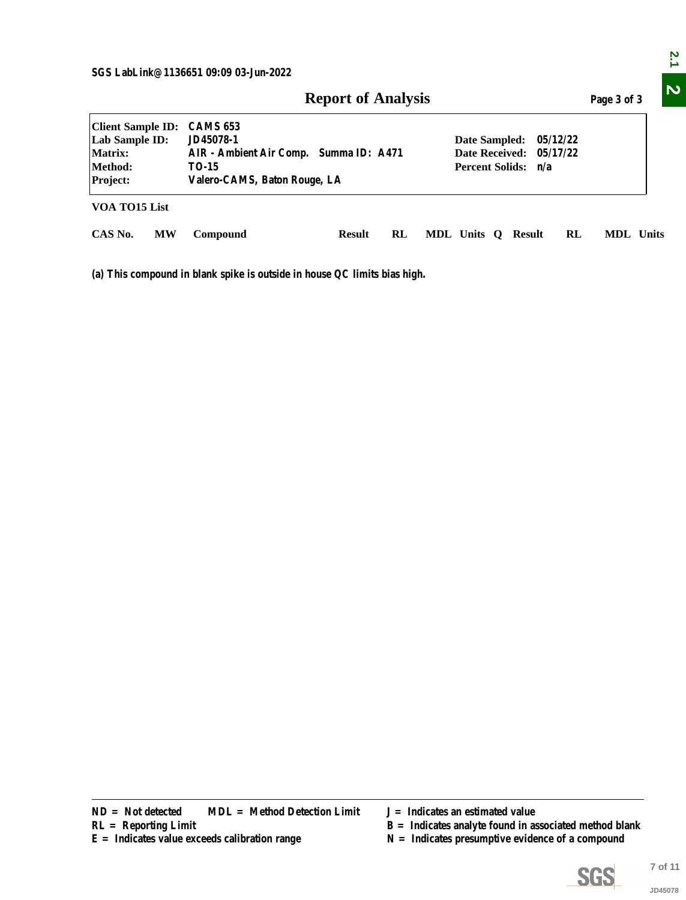SGS LabLink@1136651 09:09 03-Jun-2022

# Report of Analysis

Page 3 of 3

| | | | |
|---|---|---|---|
| **Client Sample ID:** | CAMS 653 | | |
| **Lab Sample ID:** | JD45078-1 | **Date Sampled:** | 05/12/22 |
| **Matrix:** | AIR - Ambient Air Comp. Summa ID: A471 | **Date Received:** | 05/17/22 |
| **Method:** | TO-15 | **Percent Solids:** | n/a |
| **Project:** | Valero-CAMS, Baton Rouge, LA | | |

**VOA TO15 List**

| CAS No. | MW | Compound | Result | RL | MDL | Units | Q | Result | RL | MDL | Units |
|---|---|---|---|---|---|---|---|---|---|---|---|

(a) This compound in blank spike is outside in house QC limits bias high.

ND = Not detected  MDL = Method Detection Limit
RL = Reporting Limit
E = Indicates value exceeds calibration range
J = Indicates an estimated value
B = Indicates analyte found in associated method blank
N = Indicates presumptive evidence of a compound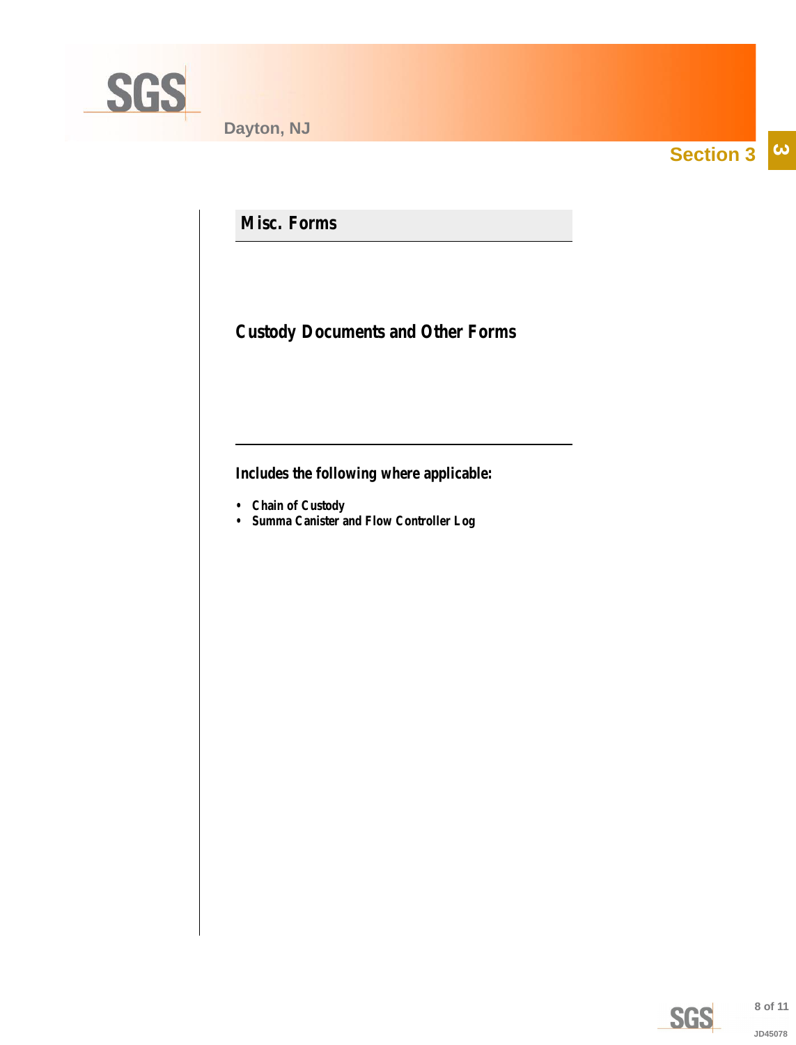## Section 3

### Misc. Forms

### Custody Documents and Other Forms

**Includes the following where applicable:**

- **Chain of Custody**
- **Summa Canister and Flow Controller Log**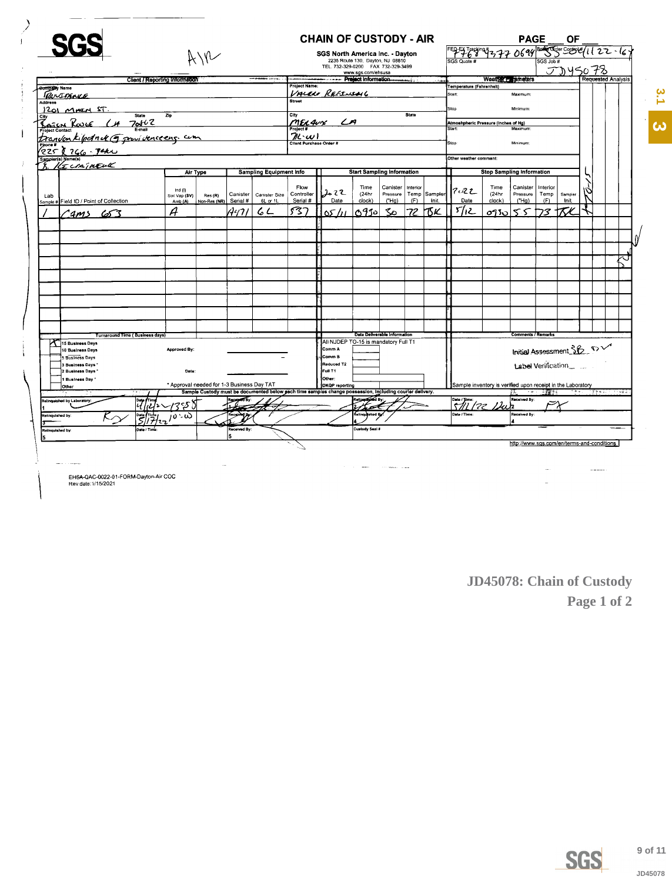# SGS

AIR

## CHAIN OF CUSTODY - AIR

**SGS North America Inc. - Dayton**
2235 Route 130, Dayton, NJ 08810
TEL. 732-329-0200 FAX 732-329-3499
www.sgs.com/ehsusa

PAGE ___ OF ___

FED-EX Tracking # 7768 4377 0694
Bottle Order Control # 1122-167
SGS Quote #
SGS Job # JD45078

| Client / Reporting Information | Project Information | Weather Parameters |
|---|---|---|
| Company Name: Providence | Project Name: Valero Refining | Temperature (Fahrenheit) Start: Maximum: |
| Address: 1201 Main St. | Street | Stop: Minimum: |
| City: Baton Rouge State: LA Zip: 70802 | City: Meraux State: LA | Atmospheric Pressure (Inches of Hg) Start: Maximum: |
| Project Contact: Brandon Kilpatrick E-mail: @providenceeng.com | Project #: 22-01 | Stop: Minimum: |
| Phone #: (225) 766-7400 | Client Purchase Order # | Other weather comment: |
| Sampler(s) Name(s): B. Kecianeck | | |

| Lab Sample # | Field ID / Point of Collection | Air Type: Ind (I) Soil Vap (SV) Amb (A) | Air Type: Res (R) Non-Res (NR) | Canister Serial # | Canister Size 6L or 1L | Flow Controller Serial # | Start Date | Start Time (24hr clock) | Start Canister Pressure ("Hg) | Start Interior Temp (F) | Start Sampler Init. | Stop Date | Stop Time (24hr clock) | Stop Canister Pressure ("Hg) | Stop Interior Temp (F) | Stop Sampler Init. | Requested Analysis: TO-15 |
|---|---|---|---|---|---|---|---|---|---|---|---|---|---|---|---|---|---|
| 1 | CAMS 653 | A | | A471 | 6L | 537 | 2022 05/11 | 0950 | 30 | 72 | BK | 2022 5/12 | 0950 | 5 | 73 | BK | X |

**Turnaround Time (Business days)**

- [X] 15 Business Days
- [ ] 10 Business Days
- [ ] 5 Business Days
- [ ] 3 Business Days *
- [ ] 2 Business Days *
- [ ] 1 Business Day *
- [ ] Other

Approved By: ______

Date: ______

* Approval needed for 1-3 Business Day TAT

**Data Deliverable Information**

All NJDEP TO-15 is mandatory Full T1

- Comm A
- Comm B
- Reduced T2
- Full T1
- Other:
- DKQP reporting

**Comments / Remarks**

Initial Assessment SB DV

Label Verification ___

Sample inventory is verified upon receipt in the Laboratory

Sample Custody must be documented below each time samples change possession, including courier delivery.

| Relinquished by Laboratory: | Date / Time: | Received By: | Relinquished By: | Date / Time: | Received By: |
|---|---|---|---|---|---|
| 1 | 4/12/22 1358 | 1 | 2 | 5/11/22 12:02 | 2 |
| Relinquished by: 3 | 5/17/22 10:00 | Received By: 3 | Relinquished By: 4 | Date / Time: | Received By: 4 |
| Relinquished by: 5 | Date / Time: | Received By: 5 | Custody Seal # | | |

http://www.sgs.com/en/terms-and-conditions

EHSA-QAC-0022-01-FORM-Dayton-Air COC
Rev date: 1/15/2021

**JD45078: Chain of Custody**
**Page 1 of 2**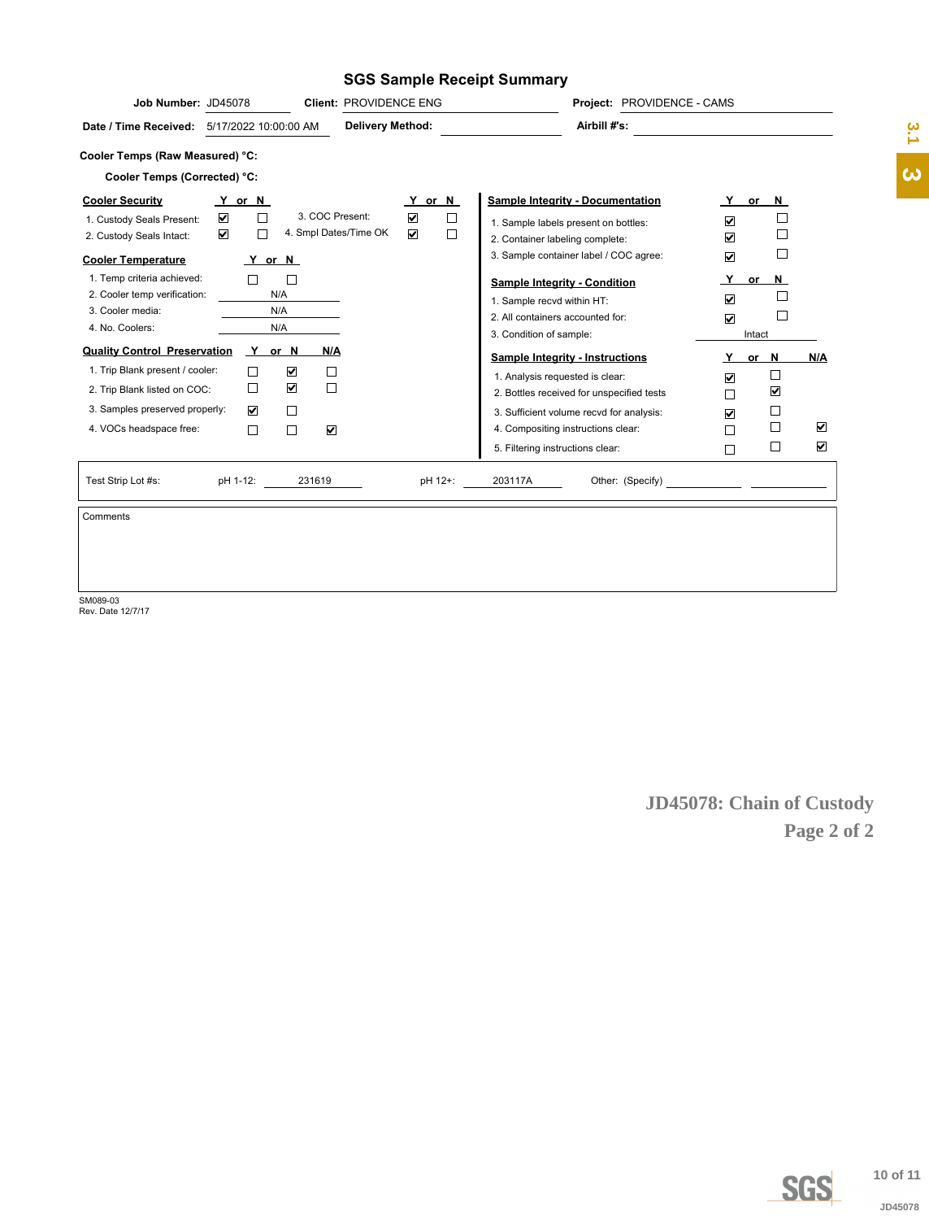# SGS Sample Receipt Summary

**Job Number:** JD45078 **Client:** PROVIDENCE ENG **Project:** PROVIDENCE - CAMS

**Date / Time Received:** 5/17/2022 10:00:00 AM **Delivery Method:** **Airbill #'s:**

**Cooler Temps (Raw Measured) °C:**

**Cooler Temps (Corrected) °C:**

| Cooler Security | Y | N | | Y | N |
|---|---|---|---|---|---|
| 1. Custody Seals Present: | ☑ | ☐ | 3. COC Present: | ☑ | ☐ |
| 2. Custody Seals Intact: | ☑ | ☐ | 4. Smpl Dates/Time OK | ☑ | ☐ |

| Cooler Temperature | Y | N |
|---|---|---|
| 1. Temp criteria achieved: | ☐ | ☐ |
| 2. Cooler temp verification: | N/A | |
| 3. Cooler media: | N/A | |
| 4. No. Coolers: | N/A | |

| Quality Control Preservation | Y | N | N/A |
|---|---|---|---|
| 1. Trip Blank present / cooler: | ☐ | ☑ | ☐ |
| 2. Trip Blank listed on COC: | ☐ | ☑ | ☐ |
| 3. Samples preserved properly: | ☑ | ☐ | |
| 4. VOCs headspace free: | ☐ | ☐ | ☑ |

| Sample Integrity - Documentation | Y | N |
|---|---|---|
| 1. Sample labels present on bottles: | ☑ | ☐ |
| 2. Container labeling complete: | ☑ | ☐ |
| 3. Sample container label / COC agree: | ☑ | ☐ |

| Sample Integrity - Condition | Y | N |
|---|---|---|
| 1. Sample recvd within HT: | ☑ | ☐ |
| 2. All containers accounted for: | ☑ | ☐ |
| 3. Condition of sample: | Intact | |

| Sample Integrity - Instructions | Y | N | N/A |
|---|---|---|---|
| 1. Analysis requested is clear: | ☑ | ☐ | |
| 2. Bottles received for unspecified tests | ☐ | ☑ | |
| 3. Sufficient volume recvd for analysis: | ☑ | ☐ | |
| 4. Compositing instructions clear: | ☐ | ☐ | ☑ |
| 5. Filtering instructions clear: | ☐ | ☐ | ☑ |

Test Strip Lot #s: pH 1-12: 231619 pH 12+: 203117A Other: (Specify)

Comments

SM089-03
Rev. Date 12/7/17

**JD45078: Chain of Custody**
**Page 2 of 2**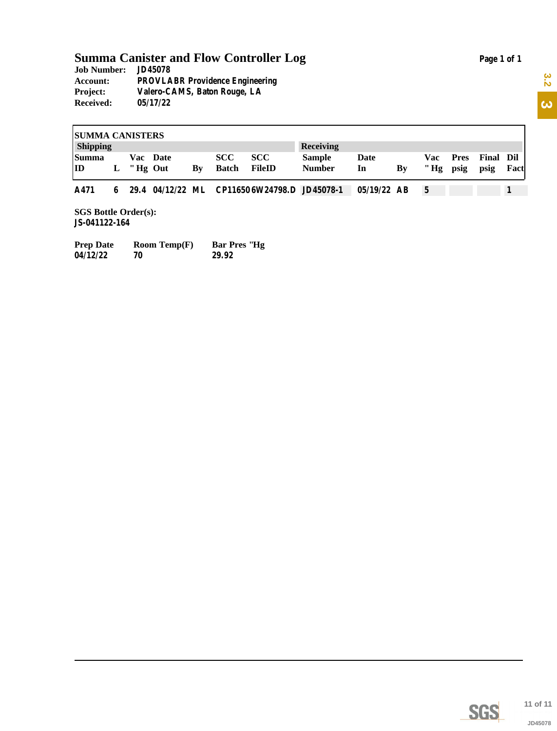# Summa Canister and Flow Controller Log

**Job Number:** JD45078
**Account:** PROVLABR Providence Engineering
**Project:** Valero-CAMS, Baton Rouge, LA
**Received:** 05/17/22

Page 1 of 1

**SUMMA CANISTERS**

| Shipping | | | | | | | Receiving | | | | | | |
|---|---|---|---|---|---|---|---|---|---|---|---|---|---|
| Summa ID | L | Vac "Hg | Date Out | By | SCC Batch | SCC FileID | Sample Number | Date In | By | Vac "Hg | Pres psig | Final psig | Dil Fact |
| A471 | 6 | 29.4 | 04/12/22 | ML | CP11650 | 6W24798.D | JD45078-1 | 05/19/22 | AB | 5 | | | 1 |

**SGS Bottle Order(s):**
JS-041122-164

| Prep Date | Room Temp(F) | Bar Pres "Hg |
|---|---|---|
| 04/12/22 | 70 | 29.92 |